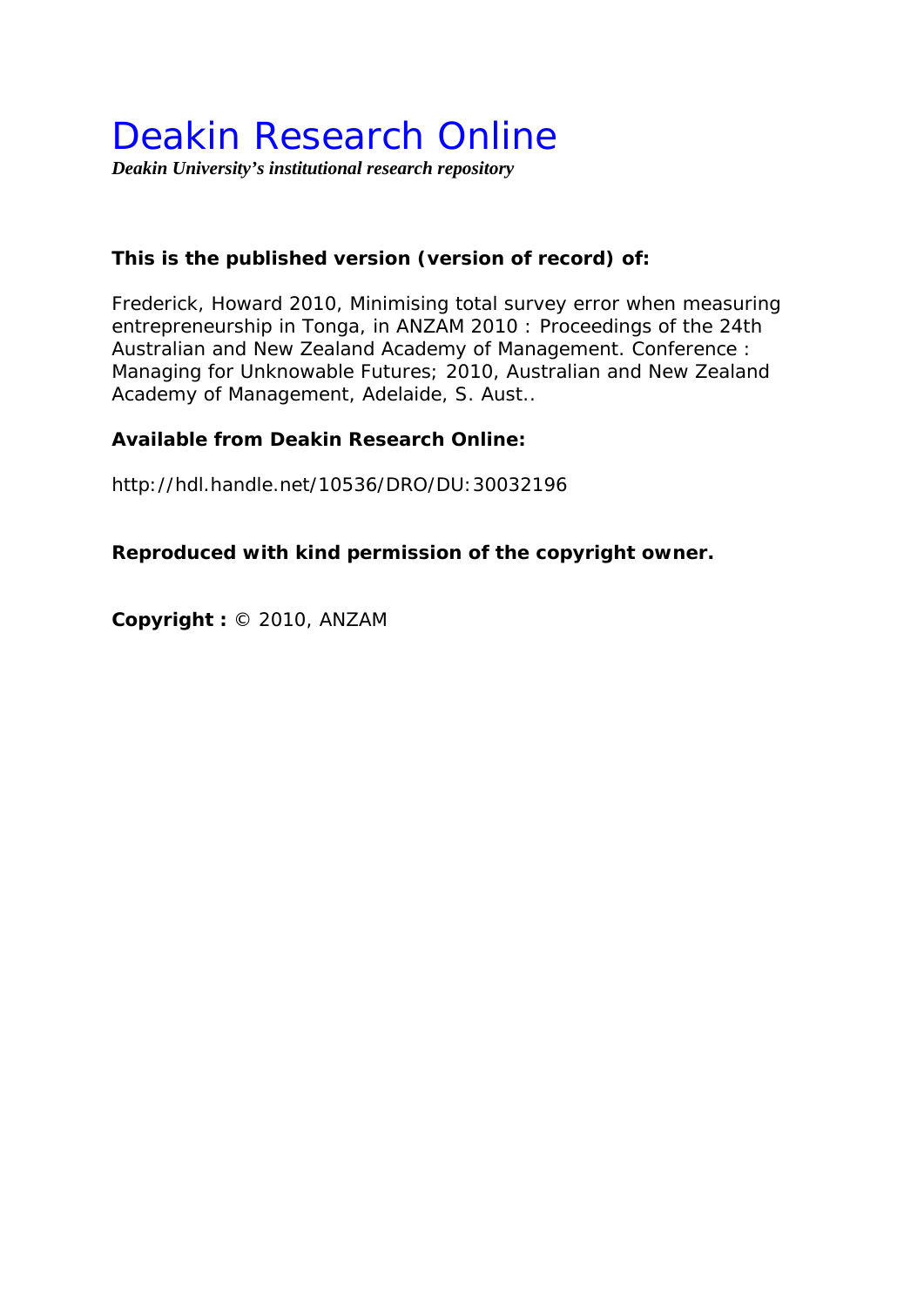# Deakin Research Online

***Deakin University's institutional research repository***

**This is the published version (version of record) of:**

Frederick, Howard 2010, Minimising total survey error when measuring entrepreneurship in Tonga, in ANZAM 2010 : Proceedings of the 24th Australian and New Zealand Academy of Management. Conference : Managing for Unknowable Futures; 2010, Australian and New Zealand Academy of Management, Adelaide, S. Aust..

**Available from Deakin Research Online:**

http://hdl.handle.net/10536/DRO/DU:30032196

**Reproduced with kind permission of the copyright owner.**

**Copyright :** © 2010, ANZAM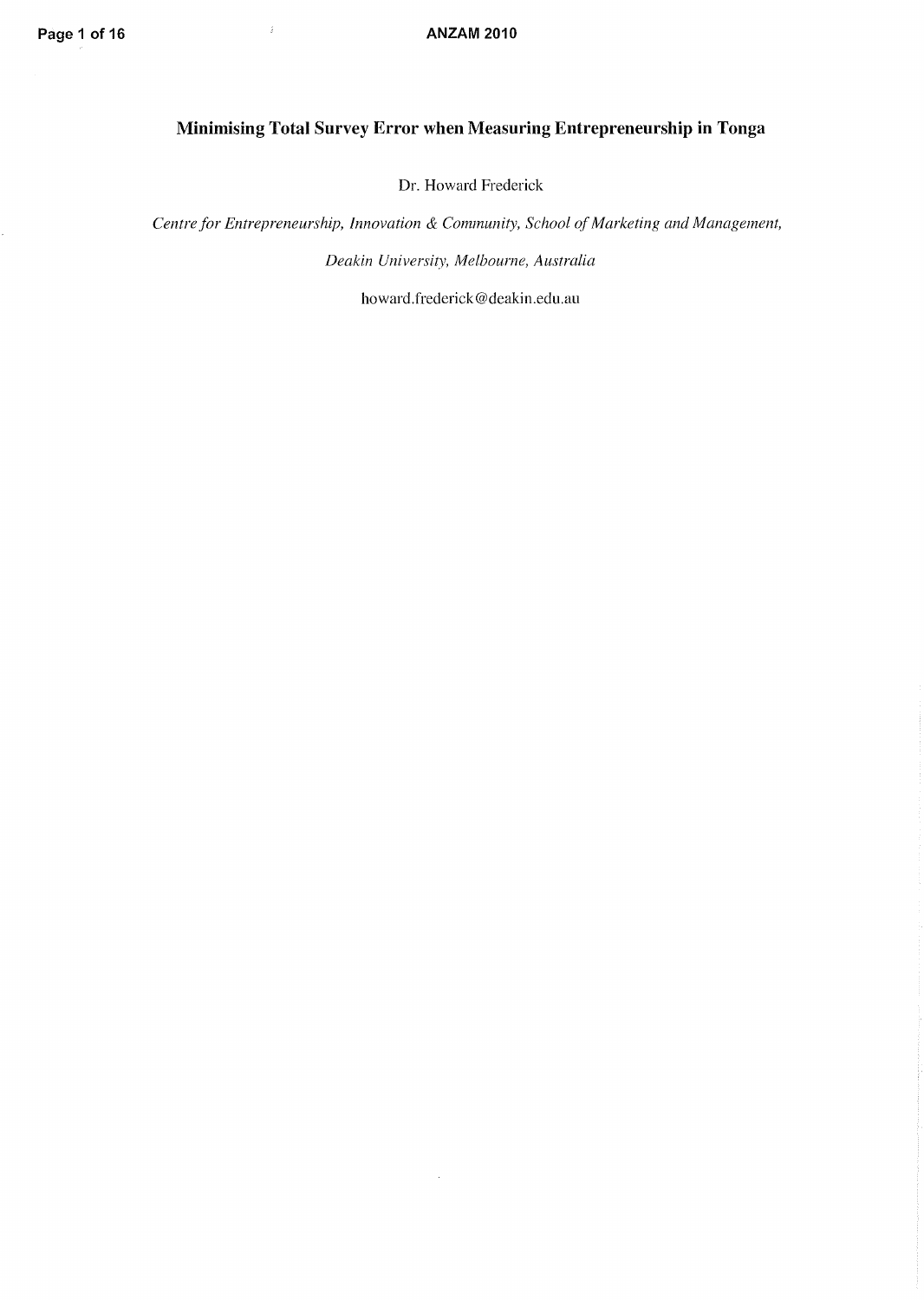# Minimising Total Survey Error when Measuring Entrepreneurship in Tonga

Dr. Howard Frederick

*Centre for Entrepreneurship, Innovation & Community, School of Marketing and Management,*

*Deakin University, Melbourne, Australia*

howard.frederick@deakin.edu.au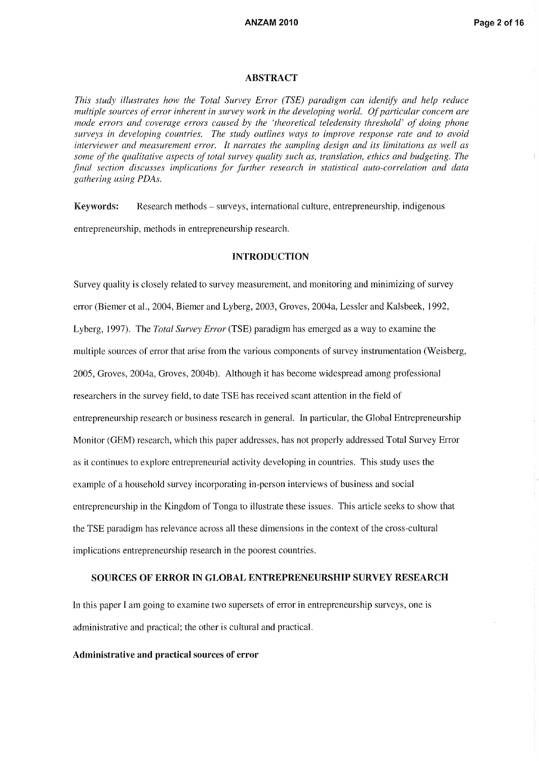## ABSTRACT

*This study illustrates how the Total Survey Error (TSE) paradigm can identify and help reduce multiple sources of error inherent in survey work in the developing world. Of particular concern are mode errors and coverage errors caused by the 'theoretical teledensity threshold' of doing phone surveys in developing countries. The study outlines ways to improve response rate and to avoid interviewer and measurement error. It narrates the sampling design and its limitations as well as some of the qualitative aspects of total survey quality such as, translation, ethics and budgeting. The final section discusses implications for further research in statistical auto-correlation and data gathering using PDAs.*

**Keywords:** Research methods – surveys, international culture, entrepreneurship, indigenous entrepreneurship, methods in entrepreneurship research.

## INTRODUCTION

Survey quality is closely related to survey measurement, and monitoring and minimizing of survey error (Biemer et al., 2004, Biemer and Lyberg, 2003, Groves, 2004a, Lessler and Kalsbeek, 1992, Lyberg, 1997). The *Total Survey Error* (TSE) paradigm has emerged as a way to examine the multiple sources of error that arise from the various components of survey instrumentation (Weisberg, 2005, Groves, 2004a, Groves, 2004b). Although it has become widespread among professional researchers in the survey field, to date TSE has received scant attention in the field of entrepreneurship research or business research in general. In particular, the Global Entrepreneurship Monitor (GEM) research, which this paper addresses, has not properly addressed Total Survey Error as it continues to explore entrepreneurial activity developing in countries. This study uses the example of a household survey incorporating in-person interviews of business and social entrepreneurship in the Kingdom of Tonga to illustrate these issues. This article seeks to show that the TSE paradigm has relevance across all these dimensions in the context of the cross-cultural implications entrepreneurship research in the poorest countries.

## SOURCES OF ERROR IN GLOBAL ENTREPRENEURSHIP SURVEY RESEARCH

In this paper I am going to examine two supersets of error in entrepreneurship surveys, one is administrative and practical; the other is cultural and practical.

### Administrative and practical sources of error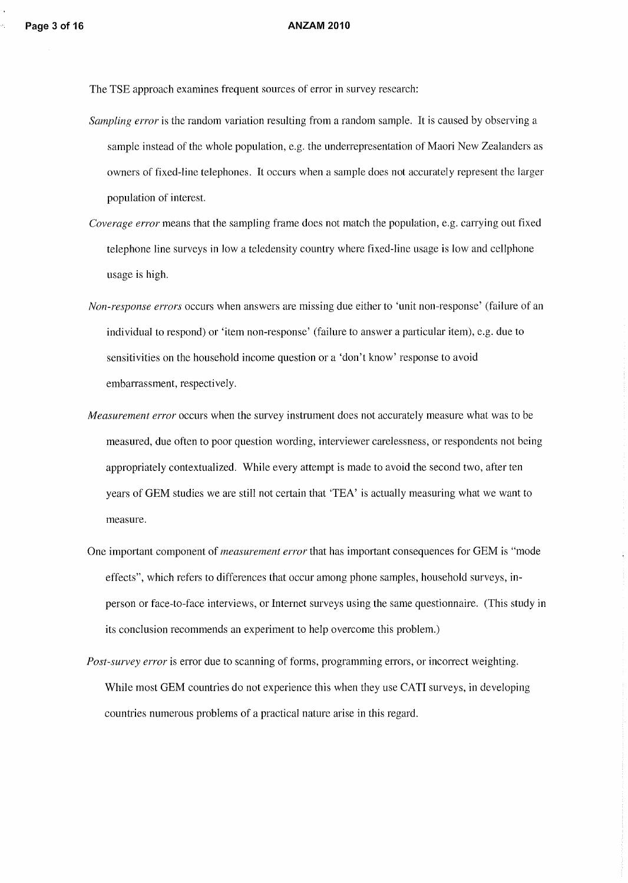The TSE approach examines frequent sources of error in survey research:

*Sampling error* is the random variation resulting from a random sample. It is caused by observing a sample instead of the whole population, e.g. the underrepresentation of Maori New Zealanders as owners of fixed-line telephones. It occurs when a sample does not accurately represent the larger population of interest.

*Coverage error* means that the sampling frame does not match the population, e.g. carrying out fixed telephone line surveys in low a teledensity country where fixed-line usage is low and cellphone usage is high.

*Non-response errors* occurs when answers are missing due either to 'unit non-response' (failure of an individual to respond) or 'item non-response' (failure to answer a particular item), e.g. due to sensitivities on the household income question or a 'don't know' response to avoid embarrassment, respectively.

*Measurement error* occurs when the survey instrument does not accurately measure what was to be measured, due often to poor question wording, interviewer carelessness, or respondents not being appropriately contextualized. While every attempt is made to avoid the second two, after ten years of GEM studies we are still not certain that 'TEA' is actually measuring what we want to measure.

One important component of *measurement error* that has important consequences for GEM is "mode effects", which refers to differences that occur among phone samples, household surveys, in-person or face-to-face interviews, or Internet surveys using the same questionnaire. (This study in its conclusion recommends an experiment to help overcome this problem.)

*Post-survey error* is error due to scanning of forms, programming errors, or incorrect weighting. While most GEM countries do not experience this when they use CATI surveys, in developing countries numerous problems of a practical nature arise in this regard.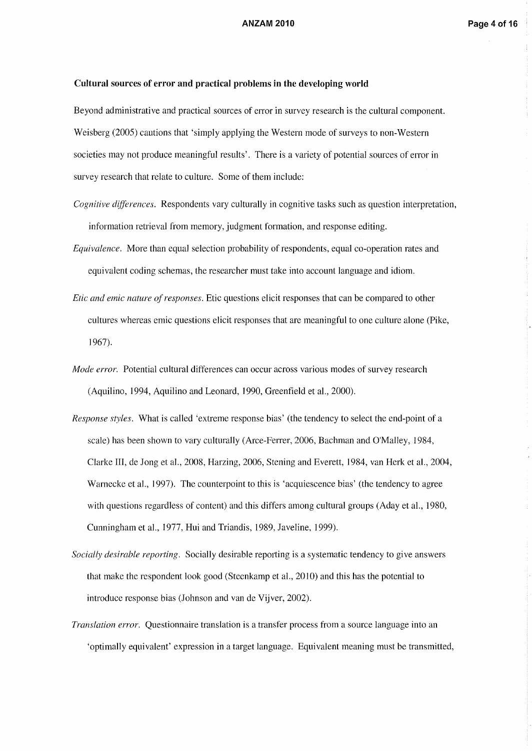### Cultural sources of error and practical problems in the developing world

Beyond administrative and practical sources of error in survey research is the cultural component. Weisberg (2005) cautions that 'simply applying the Western mode of surveys to non-Western societies may not produce meaningful results'. There is a variety of potential sources of error in survey research that relate to culture. Some of them include:

*Cognitive differences.* Respondents vary culturally in cognitive tasks such as question interpretation, information retrieval from memory, judgment formation, and response editing.

*Equivalence.* More than equal selection probability of respondents, equal co-operation rates and equivalent coding schemas, the researcher must take into account language and idiom.

*Etic and emic nature of responses.* Etic questions elicit responses that can be compared to other cultures whereas emic questions elicit responses that are meaningful to one culture alone (Pike, 1967).

*Mode error.* Potential cultural differences can occur across various modes of survey research (Aquilino, 1994, Aquilino and Leonard, 1990, Greenfield et al., 2000).

*Response styles.* What is called 'extreme response bias' (the tendency to select the end-point of a scale) has been shown to vary culturally (Arce-Ferrer, 2006, Bachman and O'Malley, 1984, Clarke III, de Jong et al., 2008, Harzing, 2006, Stening and Everett, 1984, van Herk et al., 2004, Warnecke et al., 1997). The counterpoint to this is 'acquiescence bias' (the tendency to agree with questions regardless of content) and this differs among cultural groups (Aday et al., 1980, Cunningham et al., 1977, Hui and Triandis, 1989, Javeline, 1999).

*Socially desirable reporting.* Socially desirable reporting is a systematic tendency to give answers that make the respondent look good (Steenkamp et al., 2010) and this has the potential to introduce response bias (Johnson and van de Vijver, 2002).

*Translation error.* Questionnaire translation is a transfer process from a source language into an 'optimally equivalent' expression in a target language. Equivalent meaning must be transmitted,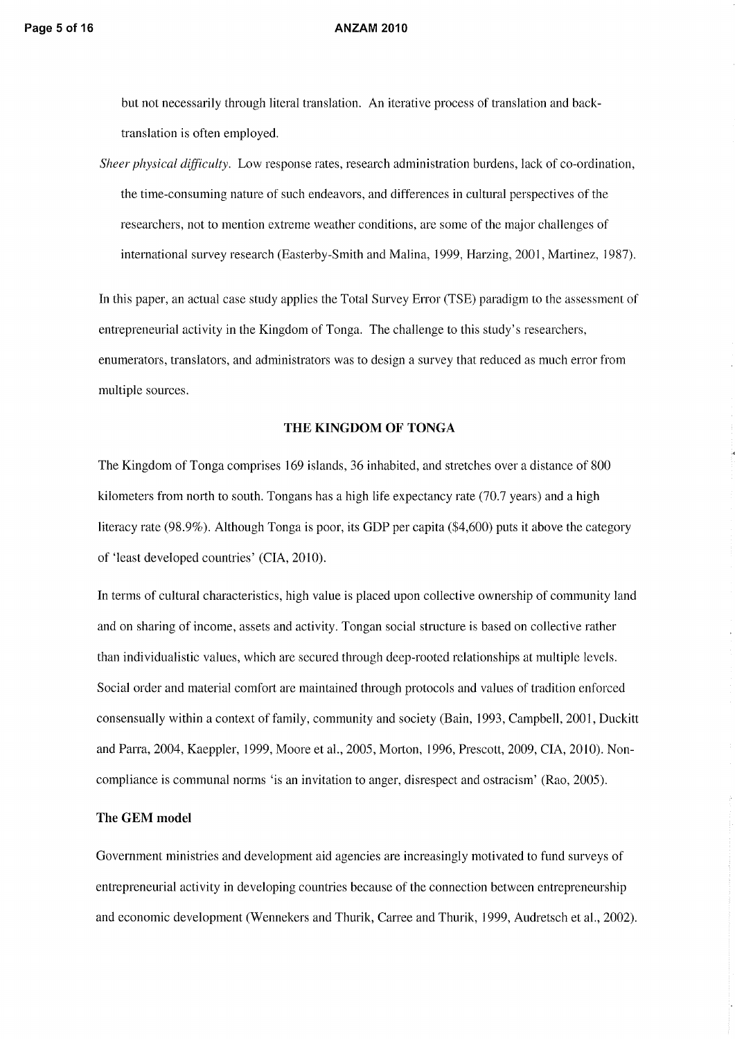but not necessarily through literal translation. An iterative process of translation and back-translation is often employed.

*Sheer physical difficulty.* Low response rates, research administration burdens, lack of co-ordination, the time-consuming nature of such endeavors, and differences in cultural perspectives of the researchers, not to mention extreme weather conditions, are some of the major challenges of international survey research (Easterby-Smith and Malina, 1999, Harzing, 2001, Martinez, 1987).

In this paper, an actual case study applies the Total Survey Error (TSE) paradigm to the assessment of entrepreneurial activity in the Kingdom of Tonga. The challenge to this study's researchers, enumerators, translators, and administrators was to design a survey that reduced as much error from multiple sources.

## THE KINGDOM OF TONGA

The Kingdom of Tonga comprises 169 islands, 36 inhabited, and stretches over a distance of 800 kilometers from north to south. Tongans has a high life expectancy rate (70.7 years) and a high literacy rate (98.9%). Although Tonga is poor, its GDP per capita ($4,600) puts it above the category of 'least developed countries' (CIA, 2010).

In terms of cultural characteristics, high value is placed upon collective ownership of community land and on sharing of income, assets and activity. Tongan social structure is based on collective rather than individualistic values, which are secured through deep-rooted relationships at multiple levels. Social order and material comfort are maintained through protocols and values of tradition enforced consensually within a context of family, community and society (Bain, 1993, Campbell, 2001, Duckitt and Parra, 2004, Kaeppler, 1999, Moore et al., 2005, Morton, 1996, Prescott, 2009, CIA, 2010). Non-compliance is communal norms 'is an invitation to anger, disrespect and ostracism' (Rao, 2005).

### The GEM model

Government ministries and development aid agencies are increasingly motivated to fund surveys of entrepreneurial activity in developing countries because of the connection between entrepreneurship and economic development (Wennekers and Thurik, Carree and Thurik, 1999, Audretsch et al., 2002).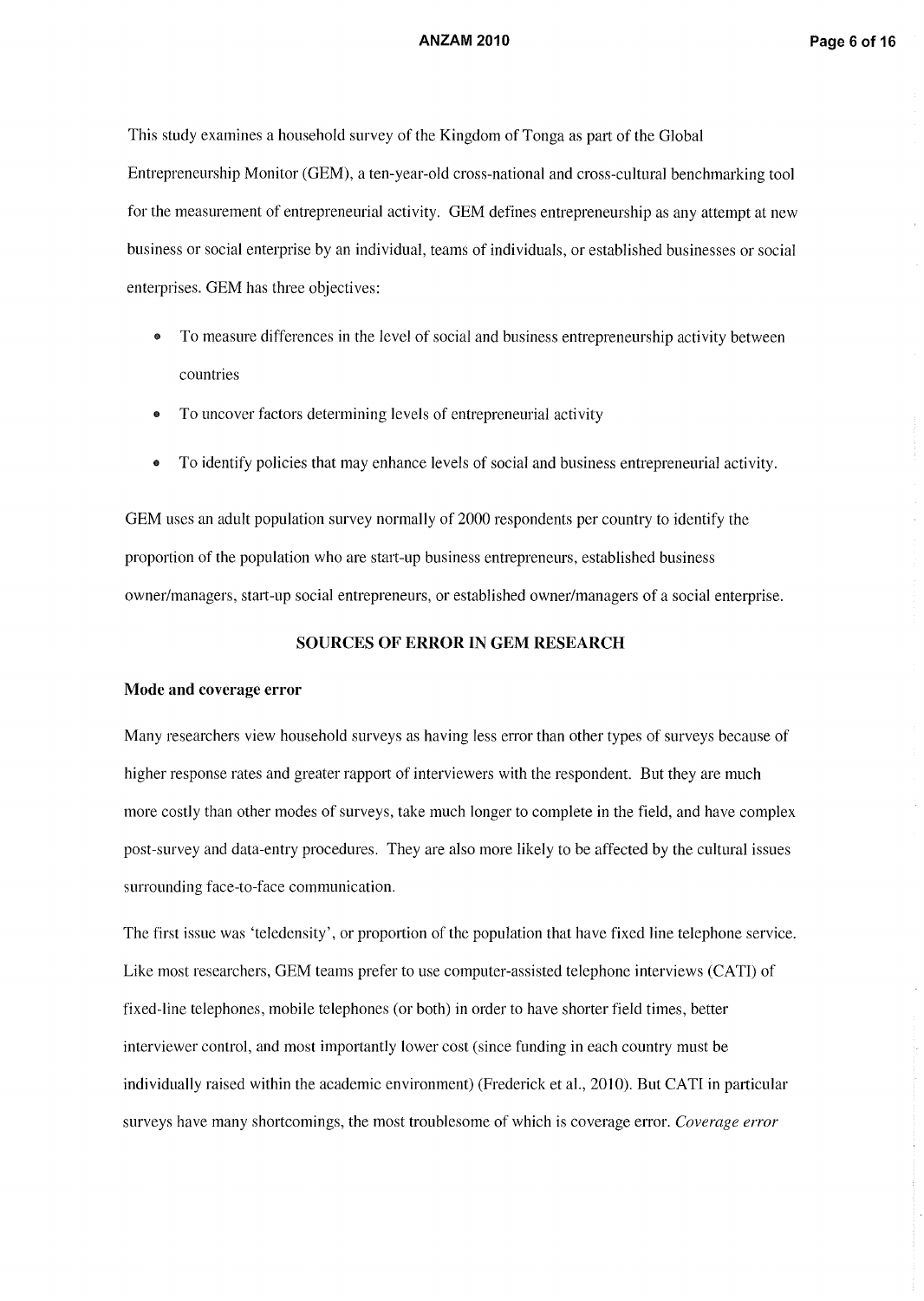This study examines a household survey of the Kingdom of Tonga as part of the Global Entrepreneurship Monitor (GEM), a ten-year-old cross-national and cross-cultural benchmarking tool for the measurement of entrepreneurial activity. GEM defines entrepreneurship as any attempt at new business or social enterprise by an individual, teams of individuals, or established businesses or social enterprises. GEM has three objectives:

- To measure differences in the level of social and business entrepreneurship activity between countries
- To uncover factors determining levels of entrepreneurial activity
- To identify policies that may enhance levels of social and business entrepreneurial activity.

GEM uses an adult population survey normally of 2000 respondents per country to identify the proportion of the population who are start-up business entrepreneurs, established business owner/managers, start-up social entrepreneurs, or established owner/managers of a social enterprise.

## SOURCES OF ERROR IN GEM RESEARCH

### Mode and coverage error

Many researchers view household surveys as having less error than other types of surveys because of higher response rates and greater rapport of interviewers with the respondent. But they are much more costly than other modes of surveys, take much longer to complete in the field, and have complex post-survey and data-entry procedures. They are also more likely to be affected by the cultural issues surrounding face-to-face communication.

The first issue was 'teledensity', or proportion of the population that have fixed line telephone service. Like most researchers, GEM teams prefer to use computer-assisted telephone interviews (CATI) of fixed-line telephones, mobile telephones (or both) in order to have shorter field times, better interviewer control, and most importantly lower cost (since funding in each country must be individually raised within the academic environment) (Frederick et al., 2010). But CATI in particular surveys have many shortcomings, the most troublesome of which is coverage error. *Coverage error*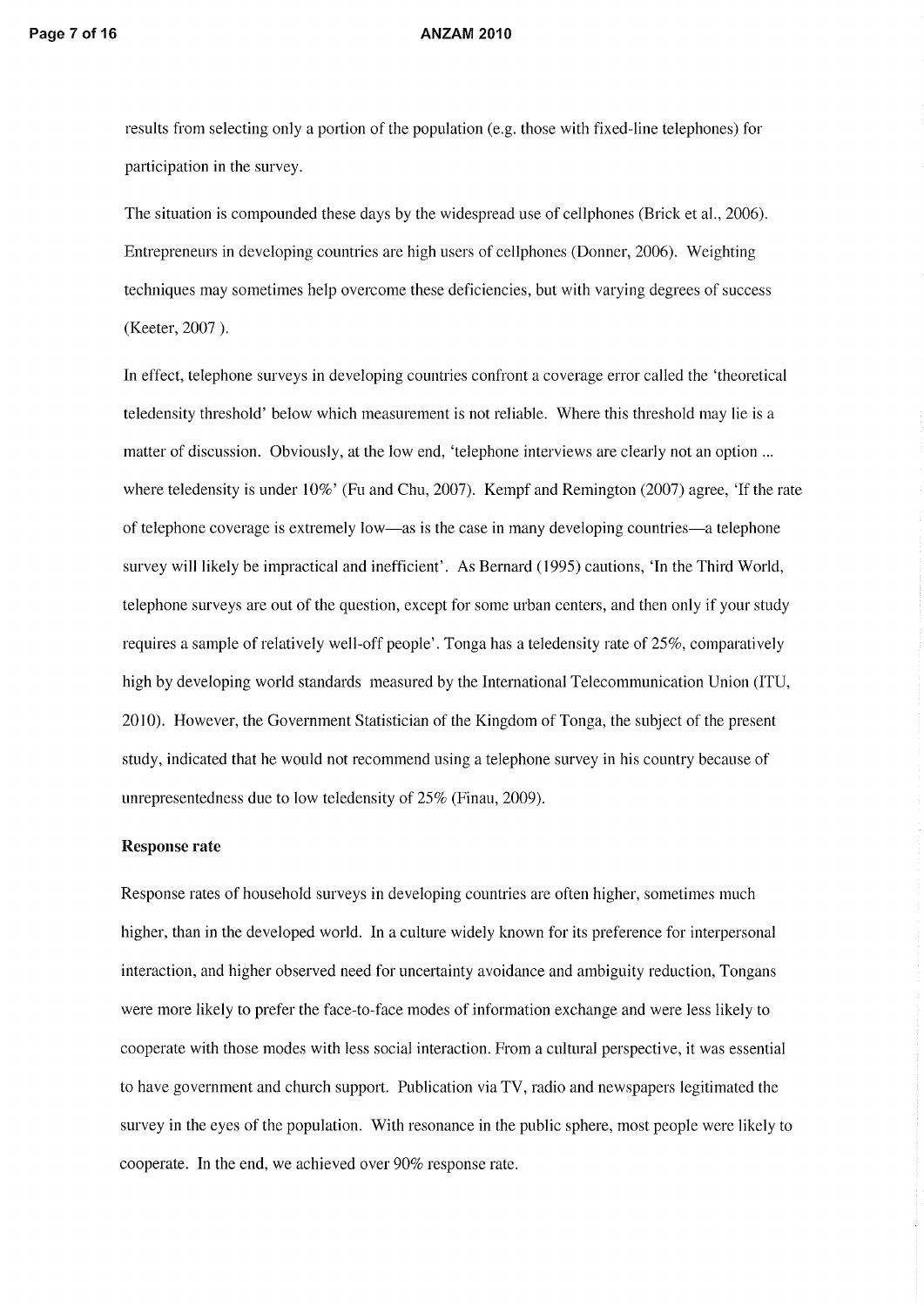results from selecting only a portion of the population (e.g. those with fixed-line telephones) for participation in the survey.

The situation is compounded these days by the widespread use of cellphones (Brick et al., 2006). Entrepreneurs in developing countries are high users of cellphones (Donner, 2006). Weighting techniques may sometimes help overcome these deficiencies, but with varying degrees of success (Keeter, 2007 ).

In effect, telephone surveys in developing countries confront a coverage error called the 'theoretical teledensity threshold' below which measurement is not reliable. Where this threshold may lie is a matter of discussion. Obviously, at the low end, 'telephone interviews are clearly not an option ... where teledensity is under 10%' (Fu and Chu, 2007). Kempf and Remington (2007) agree, 'If the rate of telephone coverage is extremely low—as is the case in many developing countries—a telephone survey will likely be impractical and inefficient'. As Bernard (1995) cautions, 'In the Third World, telephone surveys are out of the question, except for some urban centers, and then only if your study requires a sample of relatively well-off people'. Tonga has a teledensity rate of 25%, comparatively high by developing world standards measured by the International Telecommunication Union (ITU, 2010). However, the Government Statistician of the Kingdom of Tonga, the subject of the present study, indicated that he would not recommend using a telephone survey in his country because of unrepresentedness due to low teledensity of 25% (Finau, 2009).

**Response rate**

Response rates of household surveys in developing countries are often higher, sometimes much higher, than in the developed world. In a culture widely known for its preference for interpersonal interaction, and higher observed need for uncertainty avoidance and ambiguity reduction, Tongans were more likely to prefer the face-to-face modes of information exchange and were less likely to cooperate with those modes with less social interaction. From a cultural perspective, it was essential to have government and church support. Publication via TV, radio and newspapers legitimated the survey in the eyes of the population. With resonance in the public sphere, most people were likely to cooperate. In the end, we achieved over 90% response rate.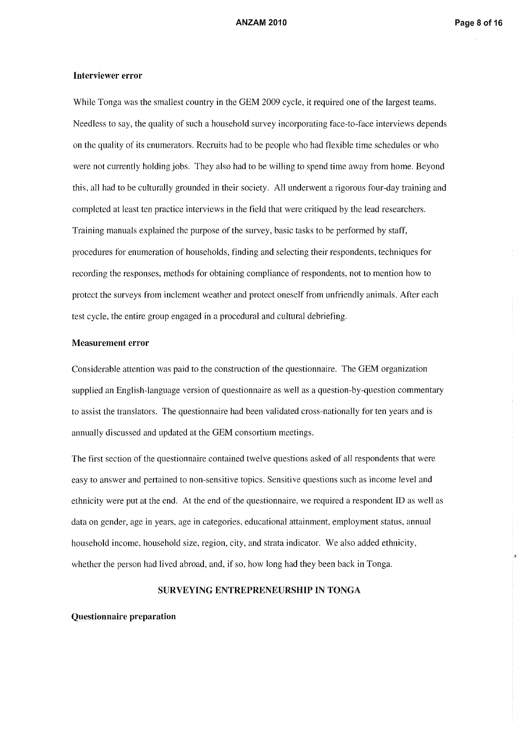### Interviewer error

While Tonga was the smallest country in the GEM 2009 cycle, it required one of the largest teams. Needless to say, the quality of such a household survey incorporating face-to-face interviews depends on the quality of its enumerators. Recruits had to be people who had flexible time schedules or who were not currently holding jobs. They also had to be willing to spend time away from home. Beyond this, all had to be culturally grounded in their society. All underwent a rigorous four-day training and completed at least ten practice interviews in the field that were critiqued by the lead researchers. Training manuals explained the purpose of the survey, basic tasks to be performed by staff, procedures for enumeration of households, finding and selecting their respondents, techniques for recording the responses, methods for obtaining compliance of respondents, not to mention how to protect the surveys from inclement weather and protect oneself from unfriendly animals. After each test cycle, the entire group engaged in a procedural and cultural debriefing.

### Measurement error

Considerable attention was paid to the construction of the questionnaire. The GEM organization supplied an English-language version of questionnaire as well as a question-by-question commentary to assist the translators. The questionnaire had been validated cross-nationally for ten years and is annually discussed and updated at the GEM consortium meetings.

The first section of the questionnaire contained twelve questions asked of all respondents that were easy to answer and pertained to non-sensitive topics. Sensitive questions such as income level and ethnicity were put at the end. At the end of the questionnaire, we required a respondent ID as well as data on gender, age in years, age in categories, educational attainment, employment status, annual household income, household size, region, city, and strata indicator. We also added ethnicity, whether the person had lived abroad, and, if so, how long had they been back in Tonga.

## SURVEYING ENTREPRENEURSHIP IN TONGA

### Questionnaire preparation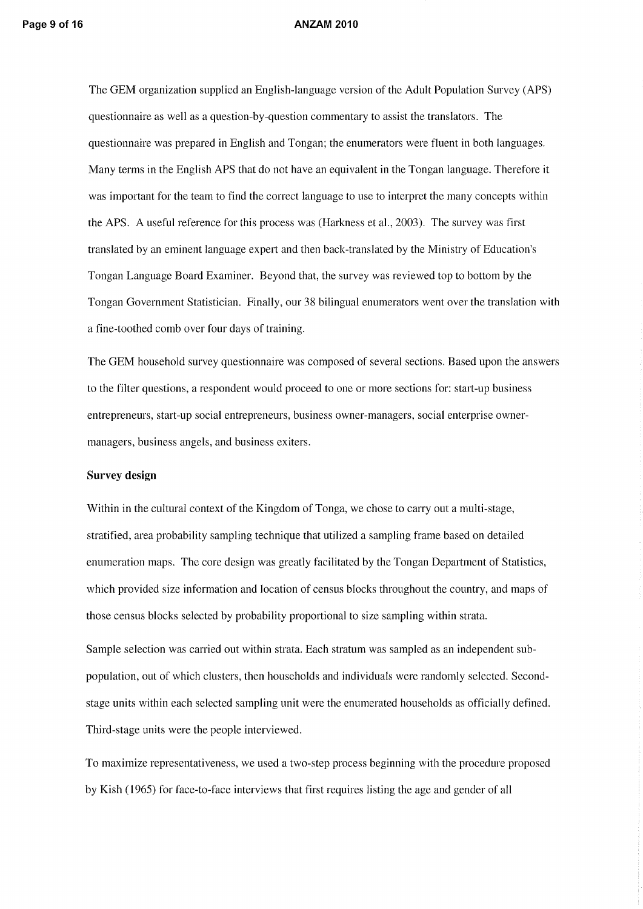The GEM organization supplied an English-language version of the Adult Population Survey (APS) questionnaire as well as a question-by-question commentary to assist the translators. The questionnaire was prepared in English and Tongan; the enumerators were fluent in both languages. Many terms in the English APS that do not have an equivalent in the Tongan language. Therefore it was important for the team to find the correct language to use to interpret the many concepts within the APS. A useful reference for this process was (Harkness et al., 2003). The survey was first translated by an eminent language expert and then back-translated by the Ministry of Education's Tongan Language Board Examiner. Beyond that, the survey was reviewed top to bottom by the Tongan Government Statistician. Finally, our 38 bilingual enumerators went over the translation with a fine-toothed comb over four days of training.

The GEM household survey questionnaire was composed of several sections. Based upon the answers to the filter questions, a respondent would proceed to one or more sections for: start-up business entrepreneurs, start-up social entrepreneurs, business owner-managers, social enterprise owner-managers, business angels, and business exiters.

**Survey design**

Within in the cultural context of the Kingdom of Tonga, we chose to carry out a multi-stage, stratified, area probability sampling technique that utilized a sampling frame based on detailed enumeration maps. The core design was greatly facilitated by the Tongan Department of Statistics, which provided size information and location of census blocks throughout the country, and maps of those census blocks selected by probability proportional to size sampling within strata.

Sample selection was carried out within strata. Each stratum was sampled as an independent sub-population, out of which clusters, then households and individuals were randomly selected. Second-stage units within each selected sampling unit were the enumerated households as officially defined. Third-stage units were the people interviewed.

To maximize representativeness, we used a two-step process beginning with the procedure proposed by Kish (1965) for face-to-face interviews that first requires listing the age and gender of all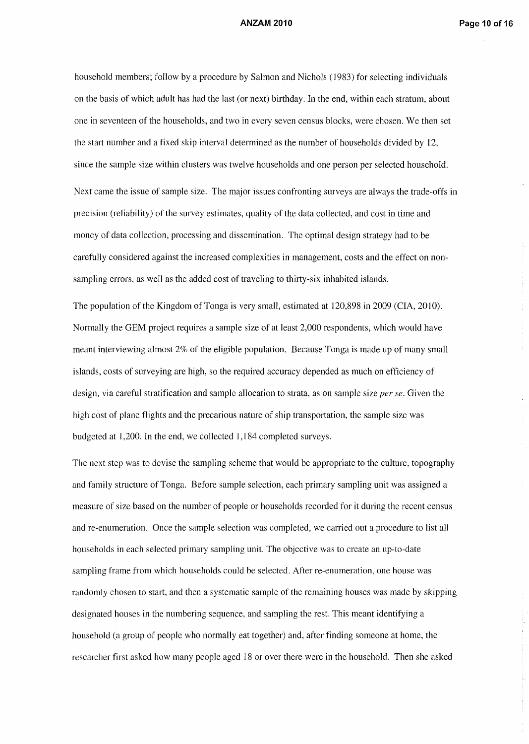household members; follow by a procedure by Salmon and Nichols (1983) for selecting individuals on the basis of which adult has had the last (or next) birthday. In the end, within each stratum, about one in seventeen of the households, and two in every seven census blocks, were chosen. We then set the start number and a fixed skip interval determined as the number of households divided by 12, since the sample size within clusters was twelve households and one person per selected household.

Next came the issue of sample size. The major issues confronting surveys are always the trade-offs in precision (reliability) of the survey estimates, quality of the data collected, and cost in time and money of data collection, processing and dissemination. The optimal design strategy had to be carefully considered against the increased complexities in management, costs and the effect on non-sampling errors, as well as the added cost of traveling to thirty-six inhabited islands.

The population of the Kingdom of Tonga is very small, estimated at 120,898 in 2009 (CIA, 2010). Normally the GEM project requires a sample size of at least 2,000 respondents, which would have meant interviewing almost 2% of the eligible population. Because Tonga is made up of many small islands, costs of surveying are high, so the required accuracy depended as much on efficiency of design, via careful stratification and sample allocation to strata, as on sample size *per se*. Given the high cost of plane flights and the precarious nature of ship transportation, the sample size was budgeted at 1,200. In the end, we collected 1,184 completed surveys.

The next step was to devise the sampling scheme that would be appropriate to the culture, topography and family structure of Tonga. Before sample selection, each primary sampling unit was assigned a measure of size based on the number of people or households recorded for it during the recent census and re-enumeration. Once the sample selection was completed, we carried out a procedure to list all households in each selected primary sampling unit. The objective was to create an up-to-date sampling frame from which households could be selected. After re-enumeration, one house was randomly chosen to start, and then a systematic sample of the remaining houses was made by skipping designated houses in the numbering sequence, and sampling the rest. This meant identifying a household (a group of people who normally eat together) and, after finding someone at home, the researcher first asked how many people aged 18 or over there were in the household. Then she asked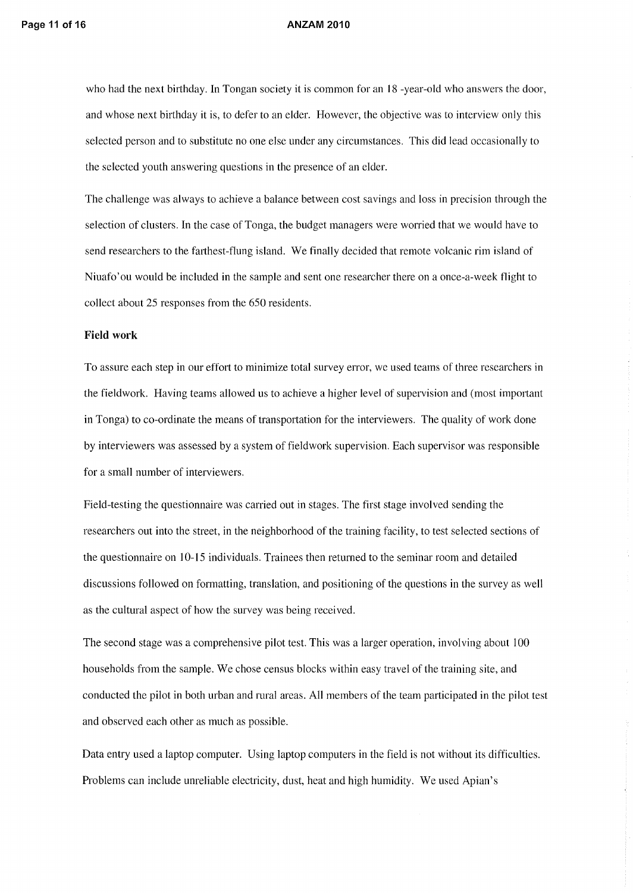who had the next birthday. In Tongan society it is common for an 18 -year-old who answers the door, and whose next birthday it is, to defer to an elder. However, the objective was to interview only this selected person and to substitute no one else under any circumstances. This did lead occasionally to the selected youth answering questions in the presence of an elder.

The challenge was always to achieve a balance between cost savings and loss in precision through the selection of clusters. In the case of Tonga, the budget managers were worried that we would have to send researchers to the farthest-flung island. We finally decided that remote volcanic rim island of Niuafo'ou would be included in the sample and sent one researcher there on a once-a-week flight to collect about 25 responses from the 650 residents.

**Field work**

To assure each step in our effort to minimize total survey error, we used teams of three researchers in the fieldwork. Having teams allowed us to achieve a higher level of supervision and (most important in Tonga) to co-ordinate the means of transportation for the interviewers. The quality of work done by interviewers was assessed by a system of fieldwork supervision. Each supervisor was responsible for a small number of interviewers.

Field-testing the questionnaire was carried out in stages. The first stage involved sending the researchers out into the street, in the neighborhood of the training facility, to test selected sections of the questionnaire on 10-15 individuals. Trainees then returned to the seminar room and detailed discussions followed on formatting, translation, and positioning of the questions in the survey as well as the cultural aspect of how the survey was being received.

The second stage was a comprehensive pilot test. This was a larger operation, involving about 100 households from the sample. We chose census blocks within easy travel of the training site, and conducted the pilot in both urban and rural areas. All members of the team participated in the pilot test and observed each other as much as possible.

Data entry used a laptop computer. Using laptop computers in the field is not without its difficulties. Problems can include unreliable electricity, dust, heat and high humidity. We used Apian's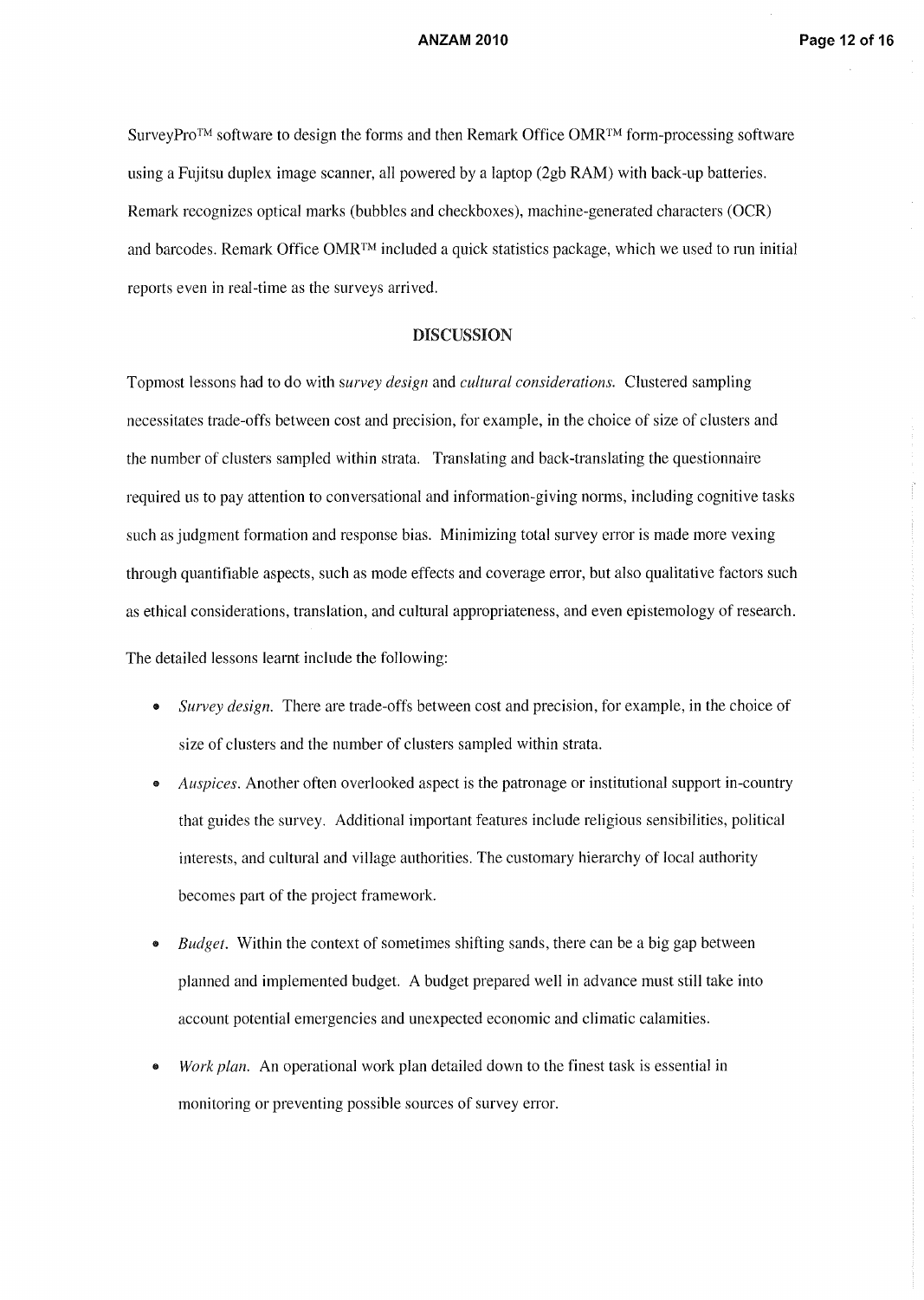SurveyPro™ software to design the forms and then Remark Office OMR™ form-processing software using a Fujitsu duplex image scanner, all powered by a laptop (2gb RAM) with back-up batteries. Remark recognizes optical marks (bubbles and checkboxes), machine-generated characters (OCR) and barcodes. Remark Office OMR™ included a quick statistics package, which we used to run initial reports even in real-time as the surveys arrived.

## DISCUSSION

Topmost lessons had to do with *survey design* and *cultural considerations.* Clustered sampling necessitates trade-offs between cost and precision, for example, in the choice of size of clusters and the number of clusters sampled within strata. Translating and back-translating the questionnaire required us to pay attention to conversational and information-giving norms, including cognitive tasks such as judgment formation and response bias. Minimizing total survey error is made more vexing through quantifiable aspects, such as mode effects and coverage error, but also qualitative factors such as ethical considerations, translation, and cultural appropriateness, and even epistemology of research.

The detailed lessons learnt include the following:

- *Survey design.* There are trade-offs between cost and precision, for example, in the choice of size of clusters and the number of clusters sampled within strata.
- *Auspices.* Another often overlooked aspect is the patronage or institutional support in-country that guides the survey. Additional important features include religious sensibilities, political interests, and cultural and village authorities. The customary hierarchy of local authority becomes part of the project framework.
- *Budget.* Within the context of sometimes shifting sands, there can be a big gap between planned and implemented budget. A budget prepared well in advance must still take into account potential emergencies and unexpected economic and climatic calamities.
- *Work plan.* An operational work plan detailed down to the finest task is essential in monitoring or preventing possible sources of survey error.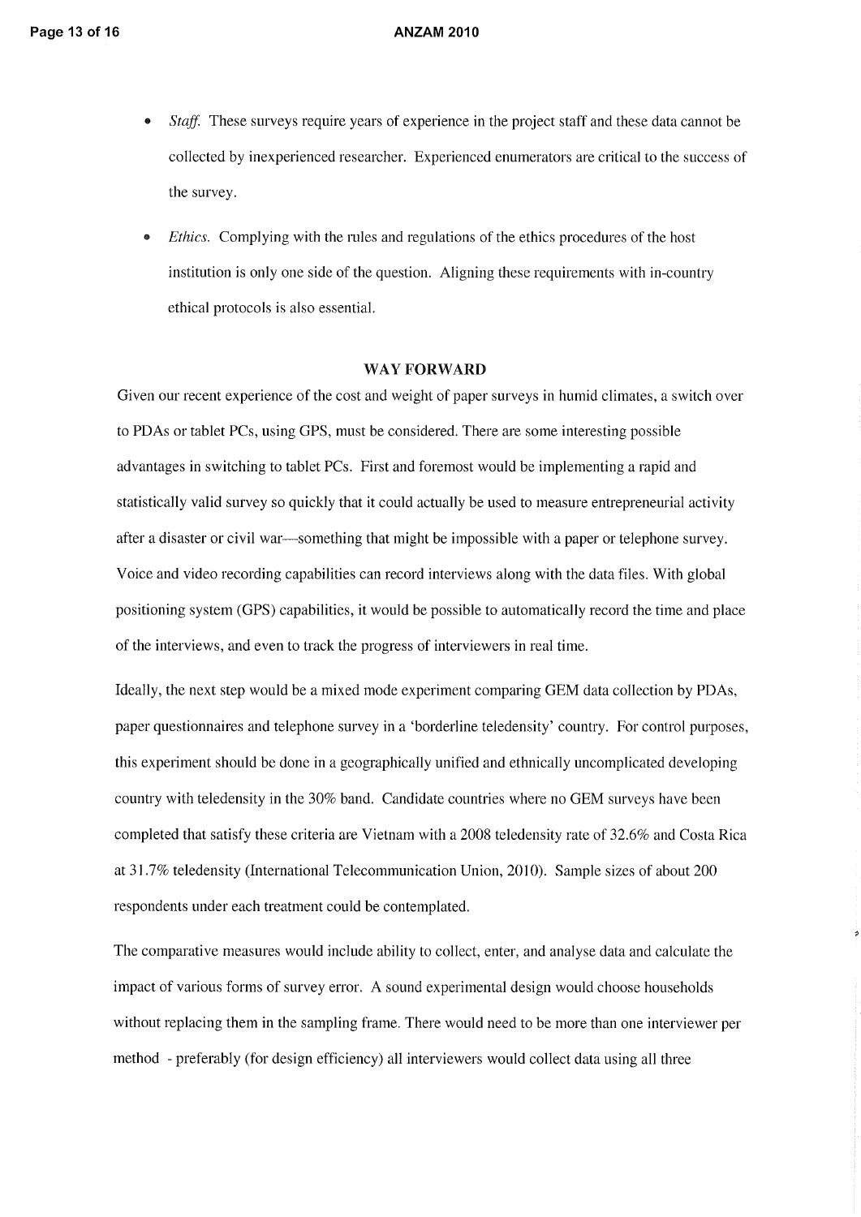- *Staff.* These surveys require years of experience in the project staff and these data cannot be collected by inexperienced researcher. Experienced enumerators are critical to the success of the survey.
- *Ethics.* Complying with the rules and regulations of the ethics procedures of the host institution is only one side of the question. Aligning these requirements with in-country ethical protocols is also essential.

## WAY FORWARD

Given our recent experience of the cost and weight of paper surveys in humid climates, a switch over to PDAs or tablet PCs, using GPS, must be considered. There are some interesting possible advantages in switching to tablet PCs. First and foremost would be implementing a rapid and statistically valid survey so quickly that it could actually be used to measure entrepreneurial activity after a disaster or civil war—something that might be impossible with a paper or telephone survey. Voice and video recording capabilities can record interviews along with the data files. With global positioning system (GPS) capabilities, it would be possible to automatically record the time and place of the interviews, and even to track the progress of interviewers in real time.

Ideally, the next step would be a mixed mode experiment comparing GEM data collection by PDAs, paper questionnaires and telephone survey in a 'borderline teledensity' country. For control purposes, this experiment should be done in a geographically unified and ethnically uncomplicated developing country with teledensity in the 30% band. Candidate countries where no GEM surveys have been completed that satisfy these criteria are Vietnam with a 2008 teledensity rate of 32.6% and Costa Rica at 31.7% teledensity (International Telecommunication Union, 2010). Sample sizes of about 200 respondents under each treatment could be contemplated.

The comparative measures would include ability to collect, enter, and analyse data and calculate the impact of various forms of survey error. A sound experimental design would choose households without replacing them in the sampling frame. There would need to be more than one interviewer per method - preferably (for design efficiency) all interviewers would collect data using all three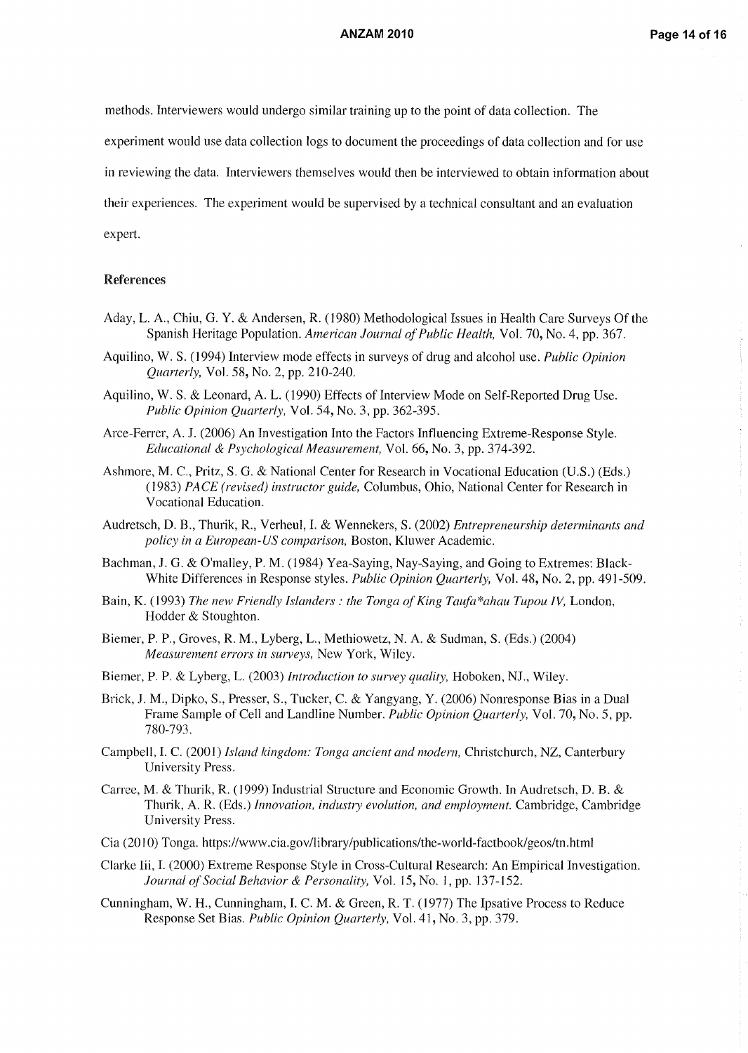methods. Interviewers would undergo similar training up to the point of data collection. The experiment would use data collection logs to document the proceedings of data collection and for use in reviewing the data. Interviewers themselves would then be interviewed to obtain information about their experiences. The experiment would be supervised by a technical consultant and an evaluation expert.

## References

Aday, L. A., Chiu, G. Y. & Andersen, R. (1980) Methodological Issues in Health Care Surveys Of the Spanish Heritage Population. *American Journal of Public Health,* Vol. 70, No. 4, pp. 367.

Aquilino, W. S. (1994) Interview mode effects in surveys of drug and alcohol use. *Public Opinion Quarterly,* Vol. 58, No. 2, pp. 210-240.

Aquilino, W. S. & Leonard, A. L. (1990) Effects of Interview Mode on Self-Reported Drug Use. *Public Opinion Quarterly,* Vol. 54, No. 3, pp. 362-395.

Arce-Ferrer, A. J. (2006) An Investigation Into the Factors Influencing Extreme-Response Style. *Educational & Psychological Measurement,* Vol. 66, No. 3, pp. 374-392.

Ashmore, M. C., Pritz, S. G. & National Center for Research in Vocational Education (U.S.) (Eds.) (1983) *PACE (revised) instructor guide,* Columbus, Ohio, National Center for Research in Vocational Education.

Audretsch, D. B., Thurik, R., Verheul, I. & Wennekers, S. (2002) *Entrepreneurship determinants and policy in a European-US comparison,* Boston, Kluwer Academic.

Bachman, J. G. & O'malley, P. M. (1984) Yea-Saying, Nay-Saying, and Going to Extremes: Black-White Differences in Response styles. *Public Opinion Quarterly,* Vol. 48, No. 2, pp. 491-509.

Bain, K. (1993) *The new Friendly Islanders : the Tonga of King Taufa*ahau Tupou IV,* London, Hodder & Stoughton.

Biemer, P. P., Groves, R. M., Lyberg, L., Methiowetz, N. A. & Sudman, S. (Eds.) (2004) *Measurement errors in surveys,* New York, Wiley.

Biemer, P. P. & Lyberg, L. (2003) *Introduction to survey quality,* Hoboken, NJ., Wiley.

Brick, J. M., Dipko, S., Presser, S., Tucker, C. & Yangyang, Y. (2006) Nonresponse Bias in a Dual Frame Sample of Cell and Landline Number. *Public Opinion Quarterly,* Vol. 70, No. 5, pp. 780-793.

Campbell, I. C. (2001) *Island kingdom: Tonga ancient and modern,* Christchurch, NZ, Canterbury University Press.

Carree, M. & Thurik, R. (1999) Industrial Structure and Economic Growth. In Audretsch, D. B. & Thurik, A. R. (Eds.) *Innovation, industry evolution, and employment.* Cambridge, Cambridge University Press.

Cia (2010) Tonga. https://www.cia.gov/library/publications/the-world-factbook/geos/tn.html

Clarke Iii, I. (2000) Extreme Response Style in Cross-Cultural Research: An Empirical Investigation. *Journal of Social Behavior & Personality,* Vol. 15, No. 1, pp. 137-152.

Cunningham, W. H., Cunningham, I. C. M. & Green, R. T. (1977) The Ipsative Process to Reduce Response Set Bias. *Public Opinion Quarterly,* Vol. 41, No. 3, pp. 379.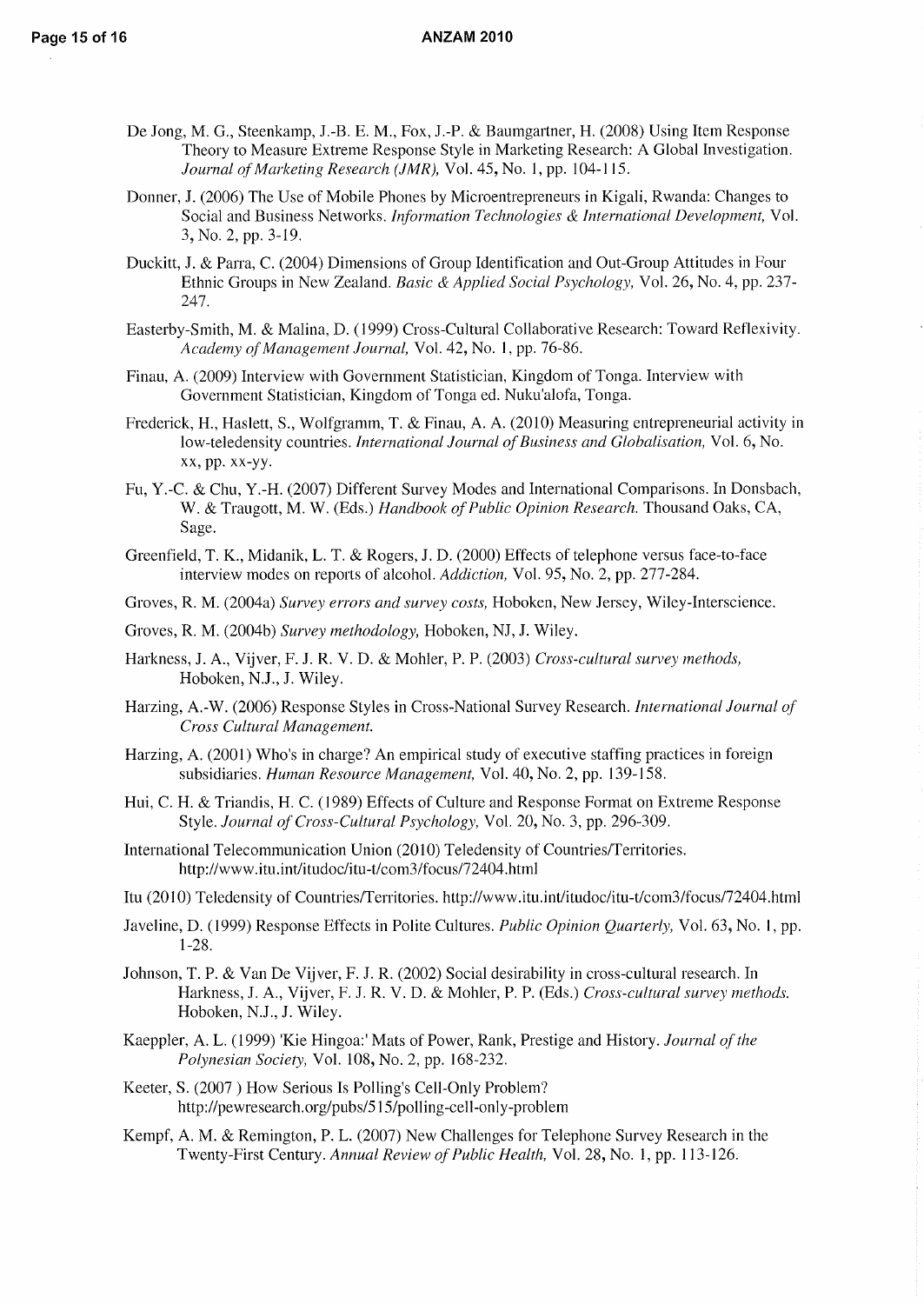De Jong, M. G., Steenkamp, J.-B. E. M., Fox, J.-P. & Baumgartner, H. (2008) Using Item Response Theory to Measure Extreme Response Style in Marketing Research: A Global Investigation. *Journal of Marketing Research (JMR),* Vol. 45, No. 1, pp. 104-115.

Donner, J. (2006) The Use of Mobile Phones by Microentrepreneurs in Kigali, Rwanda: Changes to Social and Business Networks. *Information Technologies & International Development,* Vol. 3, No. 2, pp. 3-19.

Duckitt, J. & Parra, C. (2004) Dimensions of Group Identification and Out-Group Attitudes in Four Ethnic Groups in New Zealand. *Basic & Applied Social Psychology,* Vol. 26, No. 4, pp. 237-247.

Easterby-Smith, M. & Malina, D. (1999) Cross-Cultural Collaborative Research: Toward Reflexivity. *Academy of Management Journal,* Vol. 42, No. 1, pp. 76-86.

Finau, A. (2009) Interview with Government Statistician, Kingdom of Tonga. Interview with Government Statistician, Kingdom of Tonga ed. Nuku'alofa, Tonga.

Frederick, H., Haslett, S., Wolfgramm, T. & Finau, A. A. (2010) Measuring entrepreneurial activity in low-teledensity countries. *International Journal of Business and Globalisation,* Vol. 6, No. xx, pp. xx-yy.

Fu, Y.-C. & Chu, Y.-H. (2007) Different Survey Modes and International Comparisons. In Donsbach, W. & Traugott, M. W. (Eds.) *Handbook of Public Opinion Research.* Thousand Oaks, CA, Sage.

Greenfield, T. K., Midanik, L. T. & Rogers, J. D. (2000) Effects of telephone versus face-to-face interview modes on reports of alcohol. *Addiction,* Vol. 95, No. 2, pp. 277-284.

Groves, R. M. (2004a) *Survey errors and survey costs,* Hoboken, New Jersey, Wiley-Interscience.

Groves, R. M. (2004b) *Survey methodology,* Hoboken, NJ, J. Wiley.

Harkness, J. A., Vijver, F. J. R. V. D. & Mohler, P. P. (2003) *Cross-cultural survey methods,* Hoboken, N.J., J. Wiley.

Harzing, A.-W. (2006) Response Styles in Cross-National Survey Research. *International Journal of Cross Cultural Management.*

Harzing, A. (2001) Who's in charge? An empirical study of executive staffing practices in foreign subsidiaries. *Human Resource Management,* Vol. 40, No. 2, pp. 139-158.

Hui, C. H. & Triandis, H. C. (1989) Effects of Culture and Response Format on Extreme Response Style. *Journal of Cross-Cultural Psychology,* Vol. 20, No. 3, pp. 296-309.

International Telecommunication Union (2010) Teledensity of Countries/Territories. http://www.itu.int/itudoc/itu-t/com3/focus/72404.html

Itu (2010) Teledensity of Countries/Territories. http://www.itu.int/itudoc/itu-t/com3/focus/72404.html

Javeline, D. (1999) Response Effects in Polite Cultures. *Public Opinion Quarterly,* Vol. 63, No. 1, pp. 1-28.

Johnson, T. P. & Van De Vijver, F. J. R. (2002) Social desirability in cross-cultural research. In Harkness, J. A., Vijver, F. J. R. V. D. & Mohler, P. P. (Eds.) *Cross-cultural survey methods.* Hoboken, N.J., J. Wiley.

Kaeppler, A. L. (1999) 'Kie Hingoa:' Mats of Power, Rank, Prestige and History. *Journal of the Polynesian Society,* Vol. 108, No. 2, pp. 168-232.

Keeter, S. (2007 ) How Serious Is Polling's Cell-Only Problem? http://pewresearch.org/pubs/515/polling-cell-only-problem

Kempf, A. M. & Remington, P. L. (2007) New Challenges for Telephone Survey Research in the Twenty-First Century. *Annual Review of Public Health,* Vol. 28, No. 1, pp. 113-126.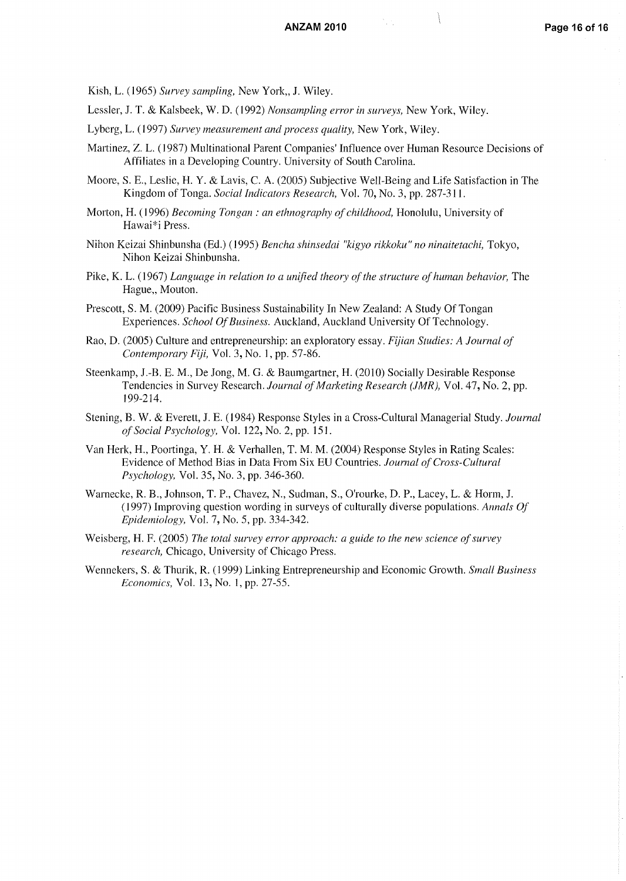Kish, L. (1965) *Survey sampling,* New York,, J. Wiley.

Lessler, J. T. & Kalsbeek, W. D. (1992) *Nonsampling error in surveys,* New York, Wiley.

Lyberg, L. (1997) *Survey measurement and process quality,* New York, Wiley.

Martinez, Z. L. (1987) Multinational Parent Companies' Influence over Human Resource Decisions of Affiliates in a Developing Country. University of South Carolina.

Moore, S. E., Leslie, H. Y. & Lavis, C. A. (2005) Subjective Well-Being and Life Satisfaction in The Kingdom of Tonga. *Social Indicators Research,* Vol. 70, No. 3, pp. 287-311.

Morton, H. (1996) *Becoming Tongan : an ethnography of childhood,* Honolulu, University of Hawai*i Press.

Nihon Keizai Shinbunsha (Ed.) (1995) *Bencha shinsedai "kigyo rikkoku" no ninaitetachi,* Tokyo, Nihon Keizai Shinbunsha.

Pike, K. L. (1967) *Language in relation to a unified theory of the structure of human behavior,* The Hague,, Mouton.

Prescott, S. M. (2009) Pacific Business Sustainability In New Zealand: A Study Of Tongan Experiences. *School Of Business.* Auckland, Auckland University Of Technology.

Rao, D. (2005) Culture and entrepreneurship: an exploratory essay. *Fijian Studies: A Journal of Contemporary Fiji,* Vol. 3, No. 1, pp. 57-86.

Steenkamp, J.-B. E. M., De Jong, M. G. & Baumgartner, H. (2010) Socially Desirable Response Tendencies in Survey Research. *Journal of Marketing Research (JMR),* Vol. 47, No. 2, pp. 199-214.

Stening, B. W. & Everett, J. E. (1984) Response Styles in a Cross-Cultural Managerial Study. *Journal of Social Psychology,* Vol. 122, No. 2, pp. 151.

Van Herk, H., Poortinga, Y. H. & Verhallen, T. M. M. (2004) Response Styles in Rating Scales: Evidence of Method Bias in Data From Six EU Countries. *Journal of Cross-Cultural Psychology,* Vol. 35, No. 3, pp. 346-360.

Warnecke, R. B., Johnson, T. P., Chavez, N., Sudman, S., O'rourke, D. P., Lacey, L. & Horm, J. (1997) Improving question wording in surveys of culturally diverse populations. *Annals Of Epidemiology,* Vol. 7, No. 5, pp. 334-342.

Weisberg, H. F. (2005) *The total survey error approach: a guide to the new science of survey research,* Chicago, University of Chicago Press.

Wennekers, S. & Thurik, R. (1999) Linking Entrepreneurship and Economic Growth. *Small Business Economics,* Vol. 13, No. 1, pp. 27-55.